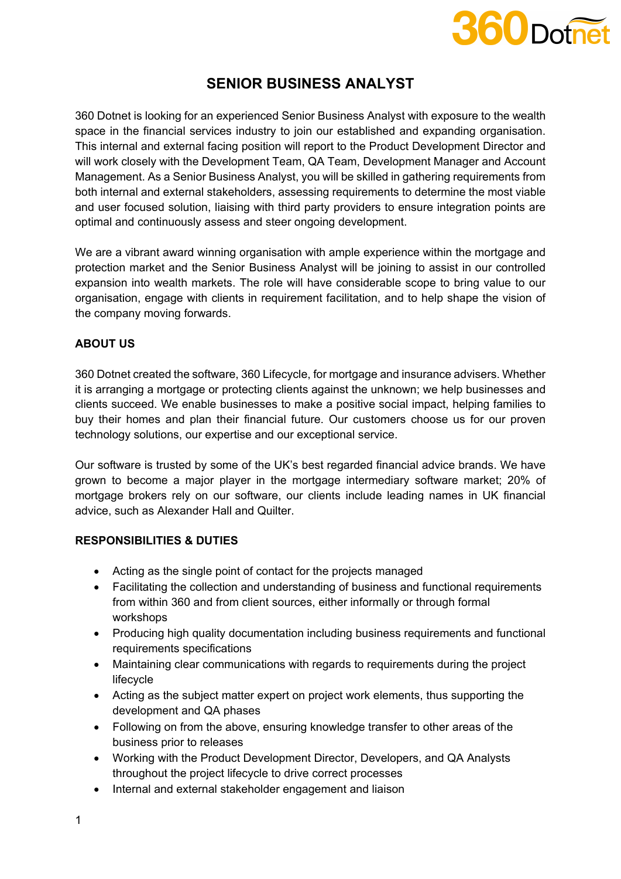# SENIOR BUSINESS ANALYST

360 Dotnet is looking for an experienced Senior Business Analyst with exposure to the wealth space in the financial services industry to join our established and expanding organisation. This internal and external facing position will report to the Product Development Director and will work closely with the Development Team, QA Team, Development Manager and Account Management. As a Senior Business Analyst, you will be skilled in gathering requirements from both internal and external stakeholders, assessing requirements to determine the most viable and user focused solution, liaising with third party providers to ensure integration points are optimal and continuously assess and steer ongoing development.

We are a vibrant award winning organisation with ample experience within the mortgage and protection market and the Senior Business Analyst will be joining to assist in our controlled expansion into wealth markets. The role will have considerable scope to bring value to our organisation, engage with clients in requirement facilitation, and to help shape the vision of the company moving forwards.

## ABOUT US

360 Dotnet created the software, 360 Lifecycle, for mortgage and insurance advisers. Whether it is arranging a mortgage or protecting clients against the unknown; we help businesses and clients succeed. We enable businesses to make a positive social impact, helping families to buy their homes and plan their financial future. Our customers choose us for our proven technology solutions, our expertise and our exceptional service.

Our software is trusted by some of the UK's best regarded financial advice brands. We have grown to become a major player in the mortgage intermediary software market; 20% of mortgage brokers rely on our software, our clients include leading names in UK financial advice, such as Alexander Hall and Quilter.

## RESPONSIBILITIES & DUTIES

- Acting as the single point of contact for the projects managed
- Facilitating the collection and understanding of business and functional requirements from within 360 and from client sources, either informally or through formal workshops
- Producing high quality documentation including business requirements and functional requirements specifications
- Maintaining clear communications with regards to requirements during the project lifecycle
- Acting as the subject matter expert on project work elements, thus supporting the development and QA phases
- Following on from the above, ensuring knowledge transfer to other areas of the business prior to releases
- Working with the Product Development Director, Developers, and QA Analysts throughout the project lifecycle to drive correct processes
- Internal and external stakeholder engagement and liaison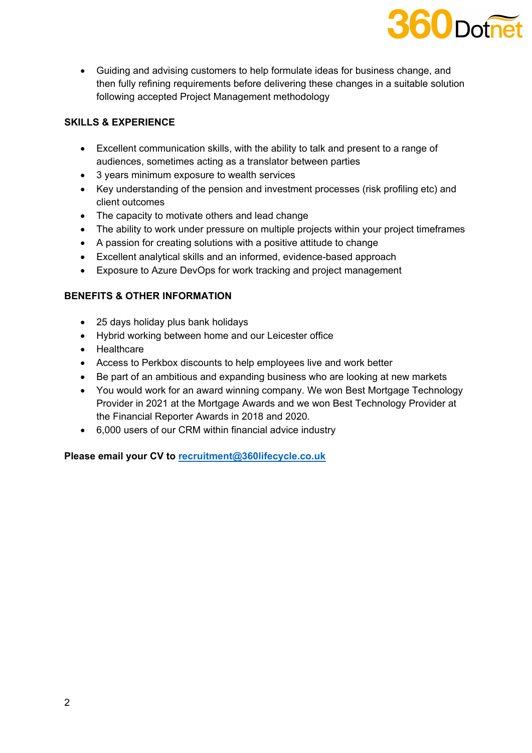- Guiding and advising customers to help formulate ideas for business change, and then fully refining requirements before delivering these changes in a suitable solution following accepted Project Management methodology

**SKILLS & EXPERIENCE**

- Excellent communication skills, with the ability to talk and present to a range of audiences, sometimes acting as a translator between parties
- 3 years minimum exposure to wealth services
- Key understanding of the pension and investment processes (risk profiling etc) and client outcomes
- The capacity to motivate others and lead change
- The ability to work under pressure on multiple projects within your project timeframes
- A passion for creating solutions with a positive attitude to change
- Excellent analytical skills and an informed, evidence-based approach
- Exposure to Azure DevOps for work tracking and project management

**BENEFITS & OTHER INFORMATION**

- 25 days holiday plus bank holidays
- Hybrid working between home and our Leicester office
- Healthcare
- Access to Perkbox discounts to help employees live and work better
- Be part of an ambitious and expanding business who are looking at new markets
- You would work for an award winning company. We won Best Mortgage Technology Provider in 2021 at the Mortgage Awards and we won Best Technology Provider at the Financial Reporter Awards in 2018 and 2020.
- 6,000 users of our CRM within financial advice industry

**Please email your CV to [recruitment@360lifecycle.co.uk](mailto:recruitment@360lifecycle.co.uk)**